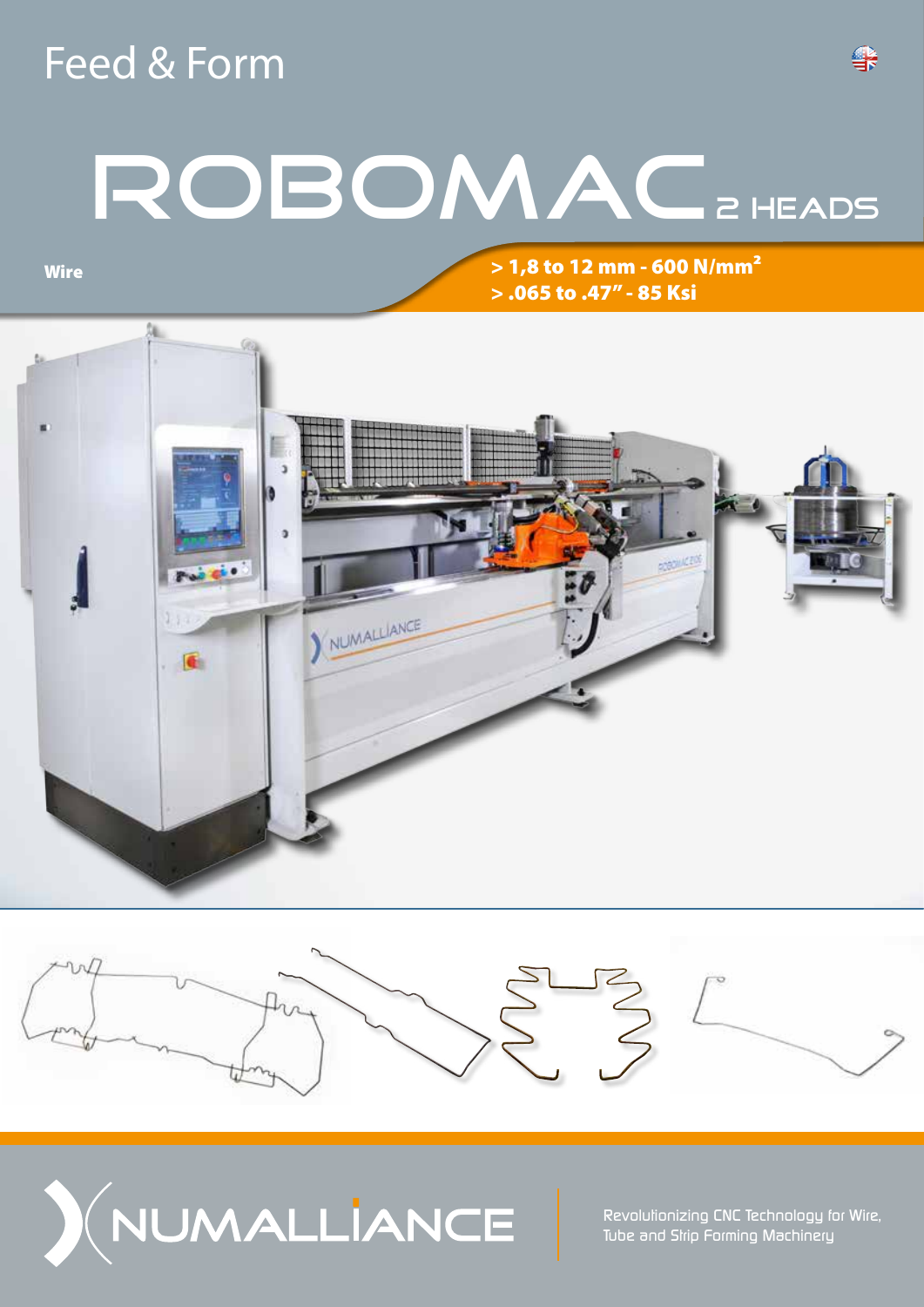Feed & Form

# ROBOMAC 2 HEADS

**Wire**

**> 1,8 to 12 mm - 600 N/mm²**
**> .065 to .47" - 85 Ksi**

NUMALLIANCE

Revolutionizing CNC Technology for Wire, Tube and Strip Forming Machinery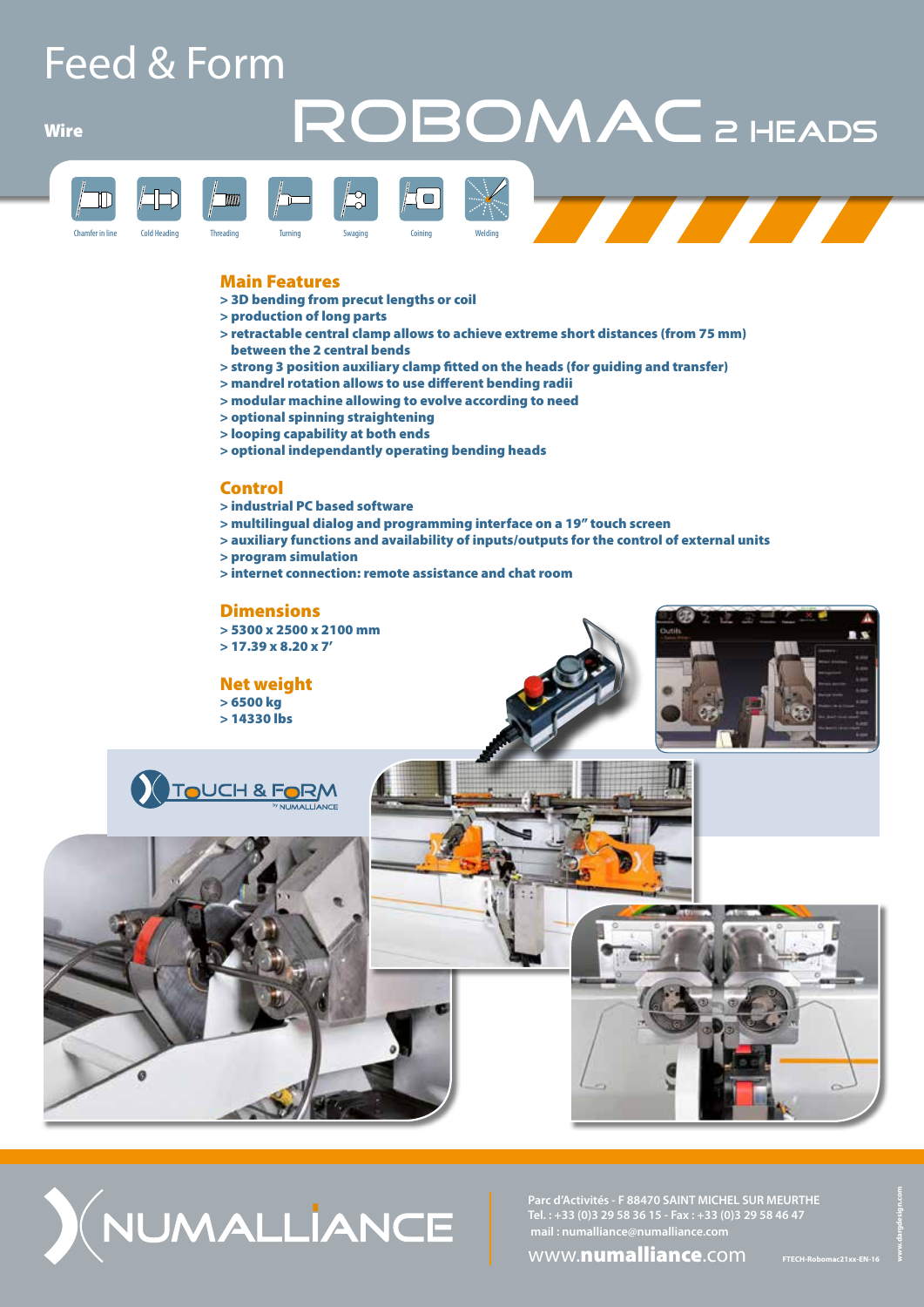# Feed & Form

**Wire**

# ROBOMAC 2 HEADS

Chamfer in line · Cold Heading · Threading · Turning · Swaging · Coining · Welding

## Main Features

- > 3D bending from precut lengths or coil
- > production of long parts
- > retractable central clamp allows to achieve extreme short distances (from 75 mm) between the 2 central bends
- > strong 3 position auxiliary clamp fitted on the heads (for guiding and transfer)
- > mandrel rotation allows to use different bending radii
- > modular machine allowing to evolve according to need
- > optional spinning straightening
- > looping capability at both ends
- > optional independantly operating bending heads

## Control

- > industrial PC based software
- > multilingual dialog and programming interface on a 19" touch screen
- > auxiliary functions and availability of inputs/outputs for the control of external units
- > program simulation
- > internet connection: remote assistance and chat room

## Dimensions

- > 5300 x 2500 x 2100 mm
- > 17.39 x 8.20 x 7'

## Net weight

- > 6500 kg
- > 14330 lbs

TOUCH & FORM by NUMALLIANCE

NUMALLIANCE

Parc d'Activités - F 88470 SAINT MICHEL SUR MEURTHE
Tel. : +33 (0)3 29 58 36 15 - Fax : +33 (0)3 29 58 46 47
mail : numalliance@numalliance.com

www.**numalliance**.com

FTECH-Robomac21xx-EN-16